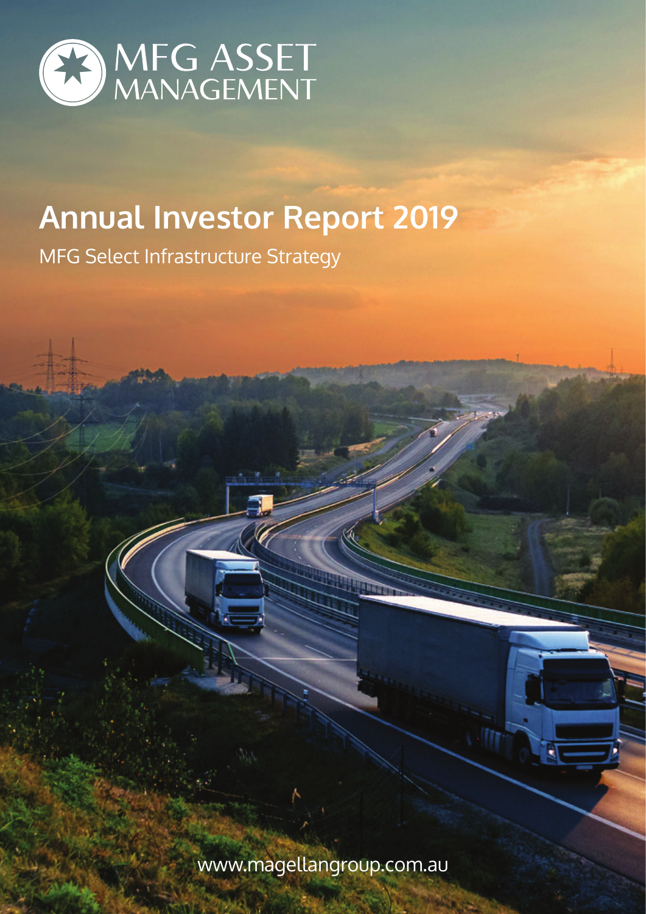MFG ASSET MANAGEMENT

# Annual Investor Report 2019

MFG Select Infrastructure Strategy

www.magellangroup.com.au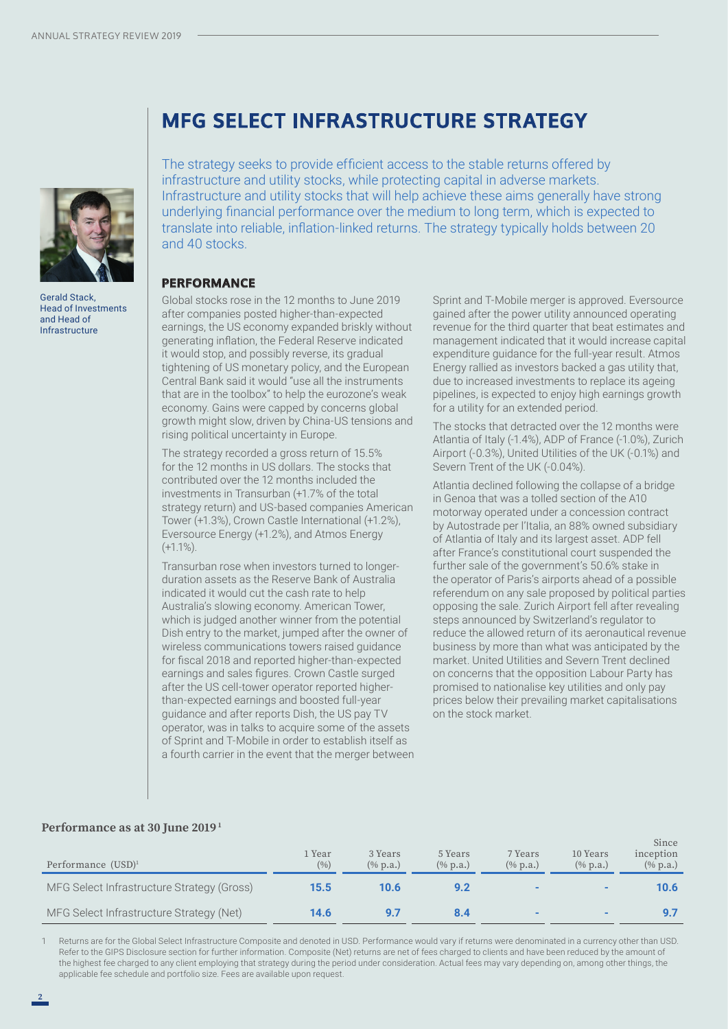# MFG SELECT INFRASTRUCTURE STRATEGY

Gerald Stack, Head of Investments and Head of Infrastructure

The strategy seeks to provide efficient access to the stable returns offered by infrastructure and utility stocks, while protecting capital in adverse markets. Infrastructure and utility stocks that will help achieve these aims generally have strong underlying financial performance over the medium to long term, which is expected to translate into reliable, inflation-linked returns. The strategy typically holds between 20 and 40 stocks.

## PERFORMANCE

Global stocks rose in the 12 months to June 2019 after companies posted higher-than-expected earnings, the US economy expanded briskly without generating inflation, the Federal Reserve indicated it would stop, and possibly reverse, its gradual tightening of US monetary policy, and the European Central Bank said it would "use all the instruments that are in the toolbox" to help the eurozone's weak economy. Gains were capped by concerns global growth might slow, driven by China-US tensions and rising political uncertainty in Europe.

The strategy recorded a gross return of 15.5% for the 12 months in US dollars. The stocks that contributed over the 12 months included the investments in Transurban (+1.7% of the total strategy return) and US-based companies American Tower (+1.3%), Crown Castle International (+1.2%), Eversource Energy (+1.2%), and Atmos Energy (+1.1%).

Transurban rose when investors turned to longer-duration assets as the Reserve Bank of Australia indicated it would cut the cash rate to help Australia's slowing economy. American Tower, which is judged another winner from the potential Dish entry to the market, jumped after the owner of wireless communications towers raised guidance for fiscal 2018 and reported higher-than-expected earnings and sales figures. Crown Castle surged after the US cell-tower operator reported higher-than-expected earnings and boosted full-year guidance and after reports Dish, the US pay TV operator, was in talks to acquire some of the assets of Sprint and T-Mobile in order to establish itself as a fourth carrier in the event that the merger between Sprint and T-Mobile merger is approved. Eversource gained after the power utility announced operating revenue for the third quarter that beat estimates and management indicated that it would increase capital expenditure guidance for the full-year result. Atmos Energy rallied as investors backed a gas utility that, due to increased investments to replace its ageing pipelines, is expected to enjoy high earnings growth for a utility for an extended period.

The stocks that detracted over the 12 months were Atlantia of Italy (-1.4%), ADP of France (-1.0%), Zurich Airport (-0.3%), United Utilities of the UK (-0.1%) and Severn Trent of the UK (-0.04%).

Atlantia declined following the collapse of a bridge in Genoa that was a tolled section of the A10 motorway operated under a concession contract by Autostrade per l'Italia, an 88% owned subsidiary of Atlantia of Italy and its largest asset. ADP fell after France's constitutional court suspended the further sale of the government's 50.6% stake in the operator of Paris's airports ahead of a possible referendum on any sale proposed by political parties opposing the sale. Zurich Airport fell after revealing steps announced by Switzerland's regulator to reduce the allowed return of its aeronautical revenue business by more than what was anticipated by the market. United Utilities and Severn Trent declined on concerns that the opposition Labour Party has promised to nationalise key utilities and only pay prices below their prevailing market capitalisations on the stock market.

**Performance as at 30 June 2019**[1]

| Performance (USD)[1] | 1 Year (%) | 3 Years (% p.a.) | 5 Years (% p.a.) | 7 Years (% p.a.) | 10 Years (% p.a.) | Since inception (% p.a.) |
|---|---|---|---|---|---|---|
| MFG Select Infrastructure Strategy (Gross) | **15.5** | **10.6** | **9.2** | - | - | **10.6** |
| MFG Select Infrastructure Strategy (Net) | **14.6** | **9.7** | **8.4** | - | - | **9.7** |

1 Returns are for the Global Select Infrastructure Composite and denoted in USD. Performance would vary if returns were denominated in a currency other than USD. Refer to the GIPS Disclosure section for further information. Composite (Net) returns are net of fees charged to clients and have been reduced by the amount of the highest fee charged to any client employing that strategy during the period under consideration. Actual fees may vary depending on, among other things, the applicable fee schedule and portfolio size. Fees are available upon request.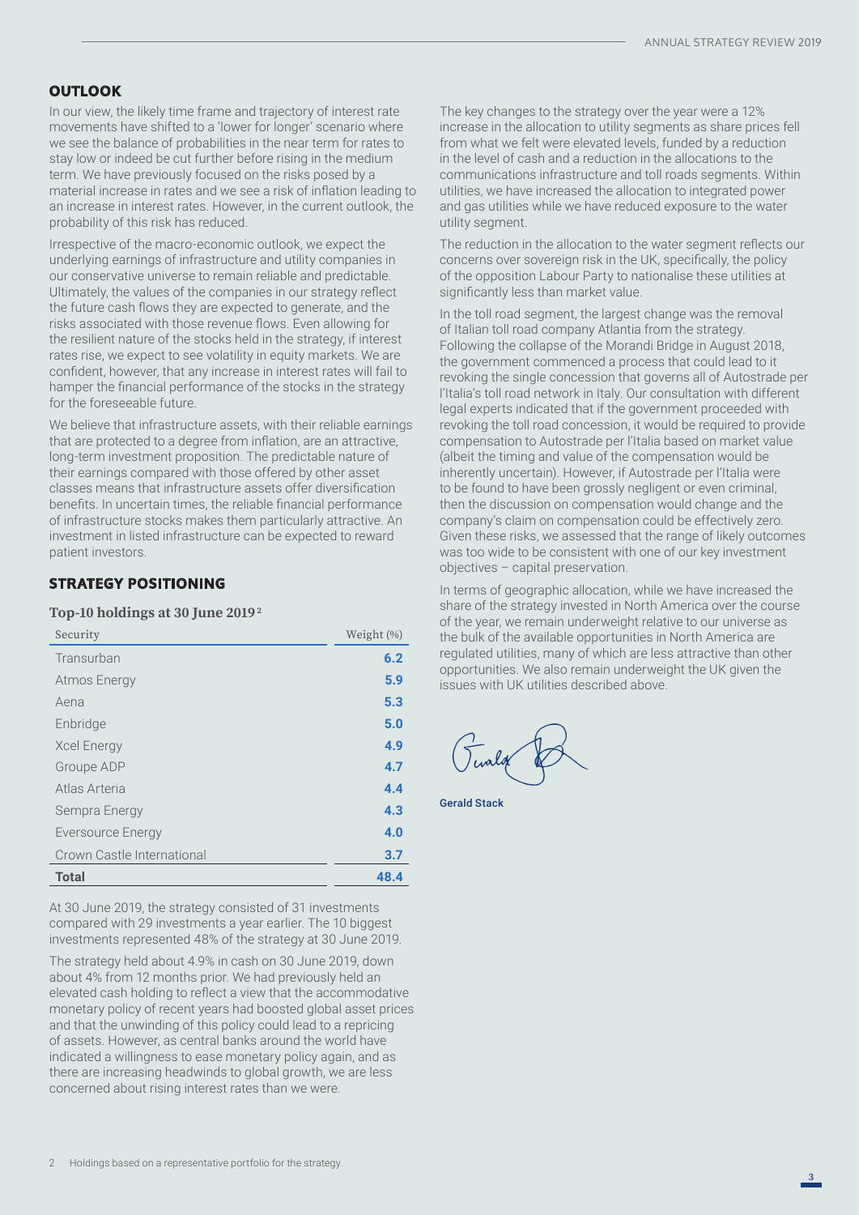## OUTLOOK

In our view, the likely time frame and trajectory of interest rate movements have shifted to a 'lower for longer' scenario where we see the balance of probabilities in the near term for rates to stay low or indeed be cut further before rising in the medium term. We have previously focused on the risks posed by a material increase in rates and we see a risk of inflation leading to an increase in interest rates. However, in the current outlook, the probability of this risk has reduced.

Irrespective of the macro-economic outlook, we expect the underlying earnings of infrastructure and utility companies in our conservative universe to remain reliable and predictable. Ultimately, the values of the companies in our strategy reflect the future cash flows they are expected to generate, and the risks associated with those revenue flows. Even allowing for the resilient nature of the stocks held in the strategy, if interest rates rise, we expect to see volatility in equity markets. We are confident, however, that any increase in interest rates will fail to hamper the financial performance of the stocks in the strategy for the foreseeable future.

We believe that infrastructure assets, with their reliable earnings that are protected to a degree from inflation, are an attractive, long-term investment proposition. The predictable nature of their earnings compared with those offered by other asset classes means that infrastructure assets offer diversification benefits. In uncertain times, the reliable financial performance of infrastructure stocks makes them particularly attractive. An investment in listed infrastructure can be expected to reward patient investors.

## STRATEGY POSITIONING

### Top-10 holdings at 30 June 2019[2]

| Security | Weight (%) |
|---|---|
| Transurban | **6.2** |
| Atmos Energy | **5.9** |
| Aena | **5.3** |
| Enbridge | **5.0** |
| Xcel Energy | **4.9** |
| Groupe ADP | **4.7** |
| Atlas Arteria | **4.4** |
| Sempra Energy | **4.3** |
| Eversource Energy | **4.0** |
| Crown Castle International | **3.7** |
| **Total** | **48.4** |

At 30 June 2019, the strategy consisted of 31 investments compared with 29 investments a year earlier. The 10 biggest investments represented 48% of the strategy at 30 June 2019.

The strategy held about 4.9% in cash on 30 June 2019, down about 4% from 12 months prior. We had previously held an elevated cash holding to reflect a view that the accommodative monetary policy of recent years had boosted global asset prices and that the unwinding of this policy could lead to a repricing of assets. However, as central banks around the world have indicated a willingness to ease monetary policy again, and as there are increasing headwinds to global growth, we are less concerned about rising interest rates than we were.

The key changes to the strategy over the year were a 12% increase in the allocation to utility segments as share prices fell from what we felt were elevated levels, funded by a reduction in the level of cash and a reduction in the allocations to the communications infrastructure and toll roads segments. Within utilities, we have increased the allocation to integrated power and gas utilities while we have reduced exposure to the water utility segment.

The reduction in the allocation to the water segment reflects our concerns over sovereign risk in the UK, specifically, the policy of the opposition Labour Party to nationalise these utilities at significantly less than market value.

In the toll road segment, the largest change was the removal of Italian toll road company Atlantia from the strategy. Following the collapse of the Morandi Bridge in August 2018, the government commenced a process that could lead to it revoking the single concession that governs all of Autostrade per l'Italia's toll road network in Italy. Our consultation with different legal experts indicated that if the government proceeded with revoking the toll road concession, it would be required to provide compensation to Autostrade per l'Italia based on market value (albeit the timing and value of the compensation would be inherently uncertain). However, if Autostrade per l'Italia were to be found to have been grossly negligent or even criminal, then the discussion on compensation would change and the company's claim on compensation could be effectively zero. Given these risks, we assessed that the range of likely outcomes was too wide to be consistent with one of our key investment objectives – capital preservation.

In terms of geographic allocation, while we have increased the share of the strategy invested in North America over the course of the year, we remain underweight relative to our universe as the bulk of the available opportunities in North America are regulated utilities, many of which are less attractive than other opportunities. We also remain underweight the UK given the issues with UK utilities described above.

Gerald Stack

2 Holdings based on a representative portfolio for the strategy.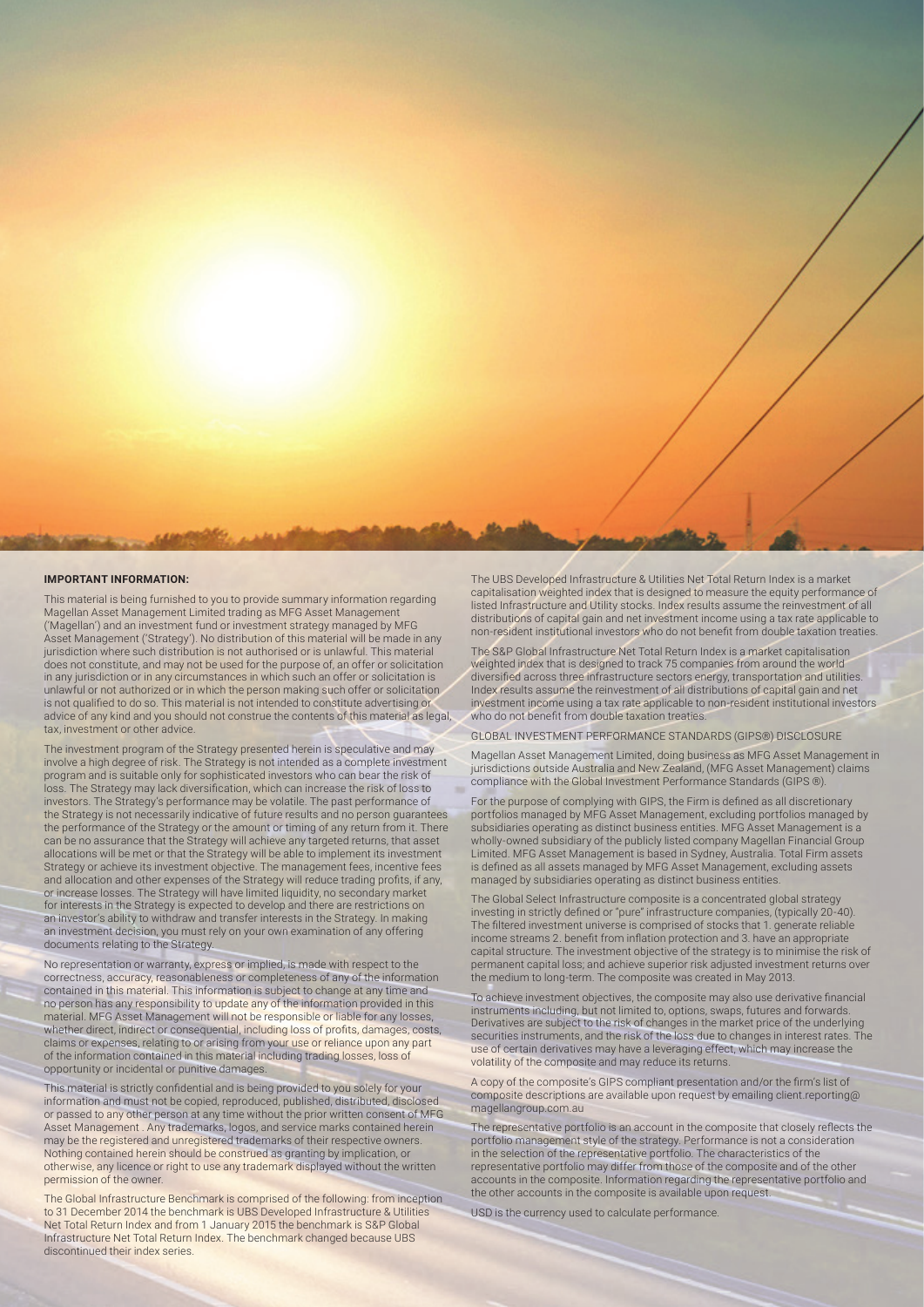**IMPORTANT INFORMATION:**

This material is being furnished to you to provide summary information regarding Magellan Asset Management Limited trading as MFG Asset Management ('Magellan') and an investment fund or investment strategy managed by MFG Asset Management ('Strategy'). No distribution of this material will be made in any jurisdiction where such distribution is not authorised or is unlawful. This material does not constitute, and may not be used for the purpose of, an offer or solicitation in any jurisdiction or in any circumstances in which such an offer or solicitation is unlawful or not authorized or in which the person making such offer or solicitation is not qualified to do so. This material is not intended to constitute advertising or advice of any kind and you should not construe the contents of this material as legal, tax, investment or other advice.

The investment program of the Strategy presented herein is speculative and may involve a high degree of risk. The Strategy is not intended as a complete investment program and is suitable only for sophisticated investors who can bear the risk of loss. The Strategy may lack diversification, which can increase the risk of loss to investors. The Strategy's performance may be volatile. The past performance of the Strategy is not necessarily indicative of future results and no person guarantees the performance of the Strategy or the amount or timing of any return from it. There can be no assurance that the Strategy will achieve any targeted returns, that asset allocations will be met or that the Strategy will be able to implement its investment Strategy or achieve its investment objective. The management fees, incentive fees and allocation and other expenses of the Strategy will reduce trading profits, if any, or increase losses. The Strategy will have limited liquidity, no secondary market for interests in the Strategy is expected to develop and there are restrictions on an investor's ability to withdraw and transfer interests in the Strategy. In making an investment decision, you must rely on your own examination of any offering documents relating to the Strategy.

No representation or warranty, express or implied, is made with respect to the correctness, accuracy, reasonableness or completeness of any of the information contained in this material. This information is subject to change at any time and no person has any responsibility to update any of the information provided in this material. MFG Asset Management will not be responsible or liable for any losses, whether direct, indirect or consequential, including loss of profits, damages, costs, claims or expenses, relating to or arising from your use or reliance upon any part of the information contained in this material including trading losses, loss of opportunity or incidental or punitive damages.

This material is strictly confidential and is being provided to you solely for your information and must not be copied, reproduced, published, distributed, disclosed or passed to any other person at any time without the prior written consent of MFG Asset Management . Any trademarks, logos, and service marks contained herein may be the registered and unregistered trademarks of their respective owners. Nothing contained herein should be construed as granting by implication, or otherwise, any licence or right to use any trademark displayed without the written permission of the owner.

The Global Infrastructure Benchmark is comprised of the following: from inception to 31 December 2014 the benchmark is UBS Developed Infrastructure & Utilities Net Total Return Index and from 1 January 2015 the benchmark is S&P Global Infrastructure Net Total Return Index. The benchmark changed because UBS discontinued their index series.

The UBS Developed Infrastructure & Utilities Net Total Return Index is a market capitalisation weighted index that is designed to measure the equity performance of listed Infrastructure and Utility stocks. Index results assume the reinvestment of all distributions of capital gain and net investment income using a tax rate applicable to non-resident institutional investors who do not benefit from double taxation treaties.

The S&P Global Infrastructure Net Total Return Index is a market capitalisation weighted index that is designed to track 75 companies from around the world diversified across three infrastructure sectors energy, transportation and utilities. Index results assume the reinvestment of all distributions of capital gain and net investment income using a tax rate applicable to non-resident institutional investors who do not benefit from double taxation treaties.

GLOBAL INVESTMENT PERFORMANCE STANDARDS (GIPS®) DISCLOSURE

Magellan Asset Management Limited, doing business as MFG Asset Management in jurisdictions outside Australia and New Zealand, (MFG Asset Management) claims compliance with the Global Investment Performance Standards (GIPS ®).

For the purpose of complying with GIPS, the Firm is defined as all discretionary portfolios managed by MFG Asset Management, excluding portfolios managed by subsidiaries operating as distinct business entities. MFG Asset Management is a wholly-owned subsidiary of the publicly listed company Magellan Financial Group Limited. MFG Asset Management is based in Sydney, Australia. Total Firm assets is defined as all assets managed by MFG Asset Management, excluding assets managed by subsidiaries operating as distinct business entities.

The Global Select Infrastructure composite is a concentrated global strategy investing in strictly defined or "pure" infrastructure companies, (typically 20-40). The filtered investment universe is comprised of stocks that 1. generate reliable income streams 2. benefit from inflation protection and 3. have an appropriate capital structure. The investment objective of the strategy is to minimise the risk of permanent capital loss; and achieve superior risk adjusted investment returns over the medium to long-term. The composite was created in May 2013.

To achieve investment objectives, the composite may also use derivative financial instruments including, but not limited to, options, swaps, futures and forwards. Derivatives are subject to the risk of changes in the market price of the underlying securities instruments, and the risk of the loss due to changes in interest rates. The use of certain derivatives may have a leveraging effect, which may increase the volatility of the composite and may reduce its returns.

A copy of the composite's GIPS compliant presentation and/or the firm's list of composite descriptions are available upon request by emailing client.reporting@magellangroup.com.au

The representative portfolio is an account in the composite that closely reflects the portfolio management style of the strategy. Performance is not a consideration in the selection of the representative portfolio. The characteristics of the representative portfolio may differ from those of the composite and of the other accounts in the composite. Information regarding the representative portfolio and the other accounts in the composite is available upon request.

USD is the currency used to calculate performance.